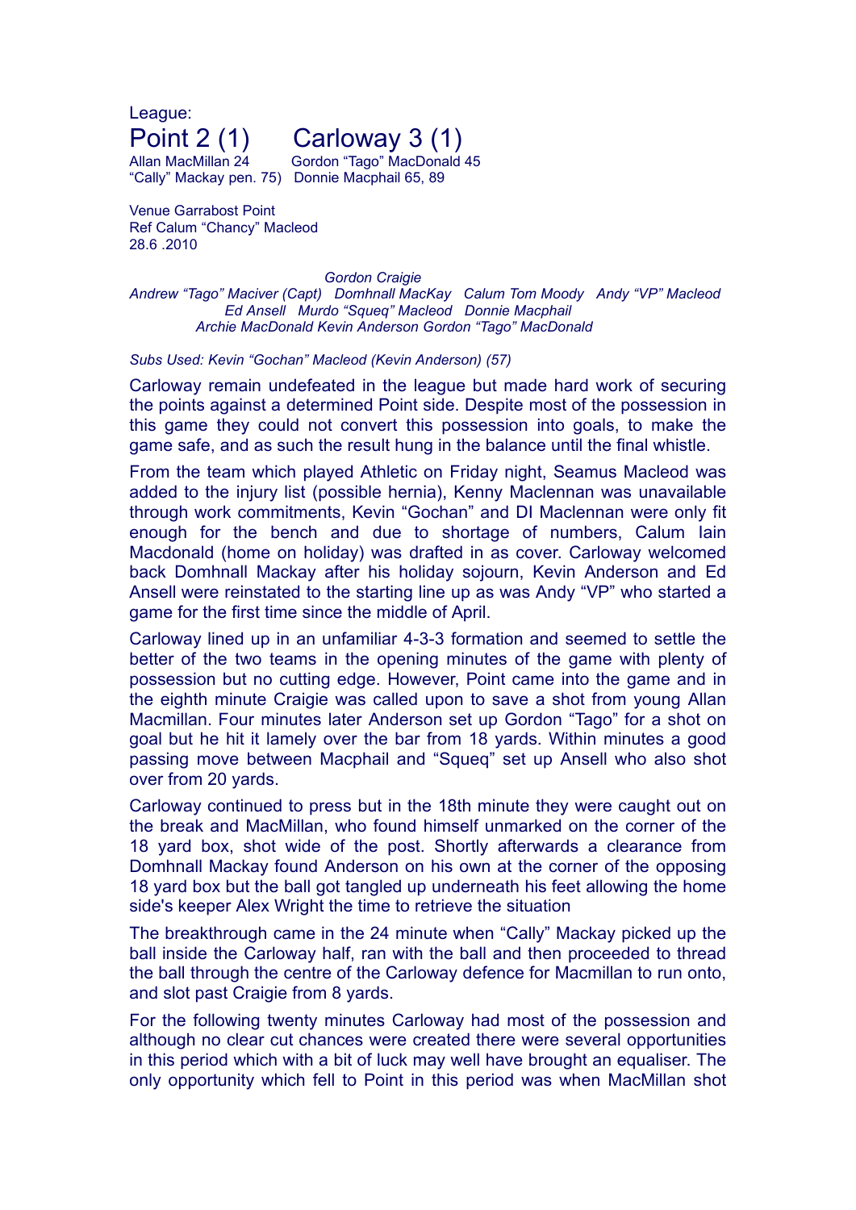League:

# Point 2 (1) Carloway 3 (1)

Allan MacMillan 24 Gordon "Tago" MacDonald 45
"Cally" Mackay pen. 75) Donnie Macphail 65, 89

Venue Garrabost Point
Ref Calum "Chancy" Macleod
28.6 .2010

*Gordon Craigie*
*Andrew "Tago" Maciver (Capt) Domhnall MacKay Calum Tom Moody Andy "VP" Macleod*
*Ed Ansell Murdo "Squeq" Macleod Donnie Macphail*
*Archie MacDonald Kevin Anderson Gordon "Tago" MacDonald*

*Subs Used: Kevin "Gochan" Macleod (Kevin Anderson) (57)*

Carloway remain undefeated in the league but made hard work of securing the points against a determined Point side. Despite most of the possession in this game they could not convert this possession into goals, to make the game safe, and as such the result hung in the balance until the final whistle.

From the team which played Athletic on Friday night, Seamus Macleod was added to the injury list (possible hernia), Kenny Maclennan was unavailable through work commitments, Kevin "Gochan" and DI Maclennan were only fit enough for the bench and due to shortage of numbers, Calum Iain Macdonald (home on holiday) was drafted in as cover. Carloway welcomed back Domhnall Mackay after his holiday sojourn, Kevin Anderson and Ed Ansell were reinstated to the starting line up as was Andy "VP" who started a game for the first time since the middle of April.

Carloway lined up in an unfamiliar 4-3-3 formation and seemed to settle the better of the two teams in the opening minutes of the game with plenty of possession but no cutting edge. However, Point came into the game and in the eighth minute Craigie was called upon to save a shot from young Allan Macmillan. Four minutes later Anderson set up Gordon "Tago" for a shot on goal but he hit it lamely over the bar from 18 yards. Within minutes a good passing move between Macphail and "Squeq" set up Ansell who also shot over from 20 yards.

Carloway continued to press but in the 18th minute they were caught out on the break and MacMillan, who found himself unmarked on the corner of the 18 yard box, shot wide of the post. Shortly afterwards a clearance from Domhnall Mackay found Anderson on his own at the corner of the opposing 18 yard box but the ball got tangled up underneath his feet allowing the home side's keeper Alex Wright the time to retrieve the situation

The breakthrough came in the 24 minute when "Cally" Mackay picked up the ball inside the Carloway half, ran with the ball and then proceeded to thread the ball through the centre of the Carloway defence for Macmillan to run onto, and slot past Craigie from 8 yards.

For the following twenty minutes Carloway had most of the possession and although no clear cut chances were created there were several opportunities in this period which with a bit of luck may well have brought an equaliser. The only opportunity which fell to Point in this period was when MacMillan shot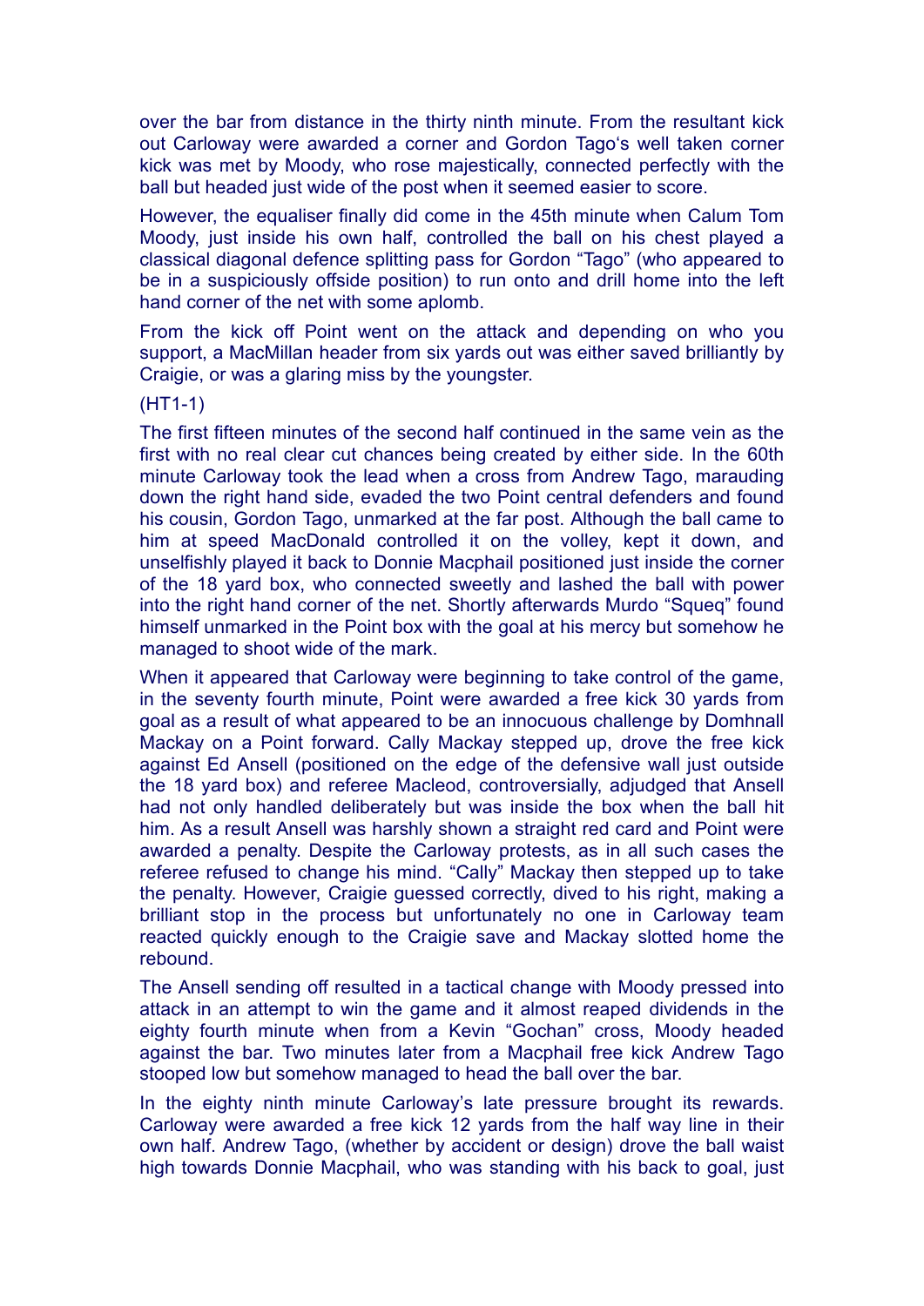over the bar from distance in the thirty ninth minute. From the resultant kick out Carloway were awarded a corner and Gordon Tago's well taken corner kick was met by Moody, who rose majestically, connected perfectly with the ball but headed just wide of the post when it seemed easier to score.

However, the equaliser finally did come in the 45th minute when Calum Tom Moody, just inside his own half, controlled the ball on his chest played a classical diagonal defence splitting pass for Gordon "Tago" (who appeared to be in a suspiciously offside position) to run onto and drill home into the left hand corner of the net with some aplomb.

From the kick off Point went on the attack and depending on who you support, a MacMillan header from six yards out was either saved brilliantly by Craigie, or was a glaring miss by the youngster.

(HT1-1)

The first fifteen minutes of the second half continued in the same vein as the first with no real clear cut chances being created by either side. In the 60th minute Carloway took the lead when a cross from Andrew Tago, marauding down the right hand side, evaded the two Point central defenders and found his cousin, Gordon Tago, unmarked at the far post. Although the ball came to him at speed MacDonald controlled it on the volley, kept it down, and unselfishly played it back to Donnie Macphail positioned just inside the corner of the 18 yard box, who connected sweetly and lashed the ball with power into the right hand corner of the net. Shortly afterwards Murdo "Squeq" found himself unmarked in the Point box with the goal at his mercy but somehow he managed to shoot wide of the mark.

When it appeared that Carloway were beginning to take control of the game, in the seventy fourth minute, Point were awarded a free kick 30 yards from goal as a result of what appeared to be an innocuous challenge by Domhnall Mackay on a Point forward. Cally Mackay stepped up, drove the free kick against Ed Ansell (positioned on the edge of the defensive wall just outside the 18 yard box) and referee Macleod, controversially, adjudged that Ansell had not only handled deliberately but was inside the box when the ball hit him. As a result Ansell was harshly shown a straight red card and Point were awarded a penalty. Despite the Carloway protests, as in all such cases the referee refused to change his mind. "Cally" Mackay then stepped up to take the penalty. However, Craigie guessed correctly, dived to his right, making a brilliant stop in the process but unfortunately no one in Carloway team reacted quickly enough to the Craigie save and Mackay slotted home the rebound.

The Ansell sending off resulted in a tactical change with Moody pressed into attack in an attempt to win the game and it almost reaped dividends in the eighty fourth minute when from a Kevin "Gochan" cross, Moody headed against the bar. Two minutes later from a Macphail free kick Andrew Tago stooped low but somehow managed to head the ball over the bar.

In the eighty ninth minute Carloway's late pressure brought its rewards. Carloway were awarded a free kick 12 yards from the half way line in their own half. Andrew Tago, (whether by accident or design) drove the ball waist high towards Donnie Macphail, who was standing with his back to goal, just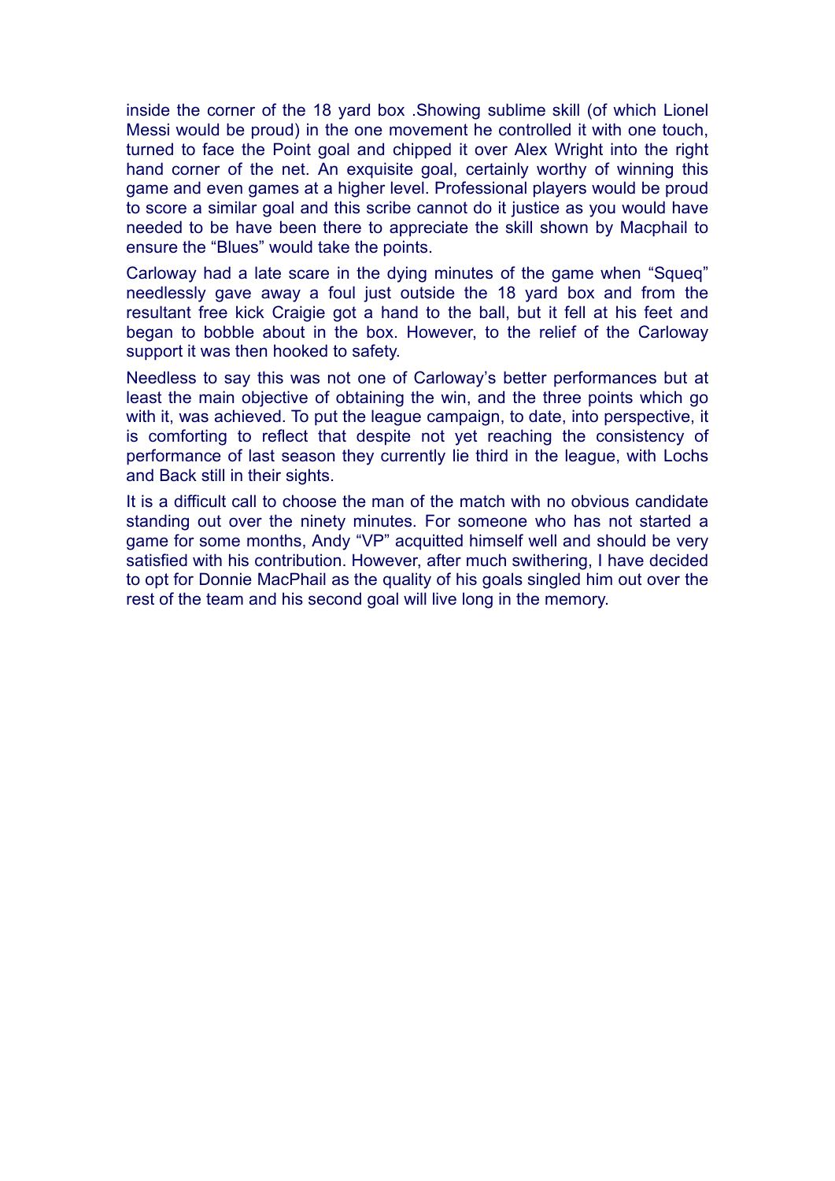inside the corner of the 18 yard box .Showing sublime skill (of which Lionel Messi would be proud) in the one movement he controlled it with one touch, turned to face the Point goal and chipped it over Alex Wright into the right hand corner of the net. An exquisite goal, certainly worthy of winning this game and even games at a higher level. Professional players would be proud to score a similar goal and this scribe cannot do it justice as you would have needed to be have been there to appreciate the skill shown by Macphail to ensure the “Blues” would take the points.

Carloway had a late scare in the dying minutes of the game when “Squeq” needlessly gave away a foul just outside the 18 yard box and from the resultant free kick Craigie got a hand to the ball, but it fell at his feet and began to bobble about in the box. However, to the relief of the Carloway support it was then hooked to safety.

Needless to say this was not one of Carloway’s better performances but at least the main objective of obtaining the win, and the three points which go with it, was achieved. To put the league campaign, to date, into perspective, it is comforting to reflect that despite not yet reaching the consistency of performance of last season they currently lie third in the league, with Lochs and Back still in their sights.

It is a difficult call to choose the man of the match with no obvious candidate standing out over the ninety minutes. For someone who has not started a game for some months, Andy “VP” acquitted himself well and should be very satisfied with his contribution. However, after much swithering, I have decided to opt for Donnie MacPhail as the quality of his goals singled him out over the rest of the team and his second goal will live long in the memory.